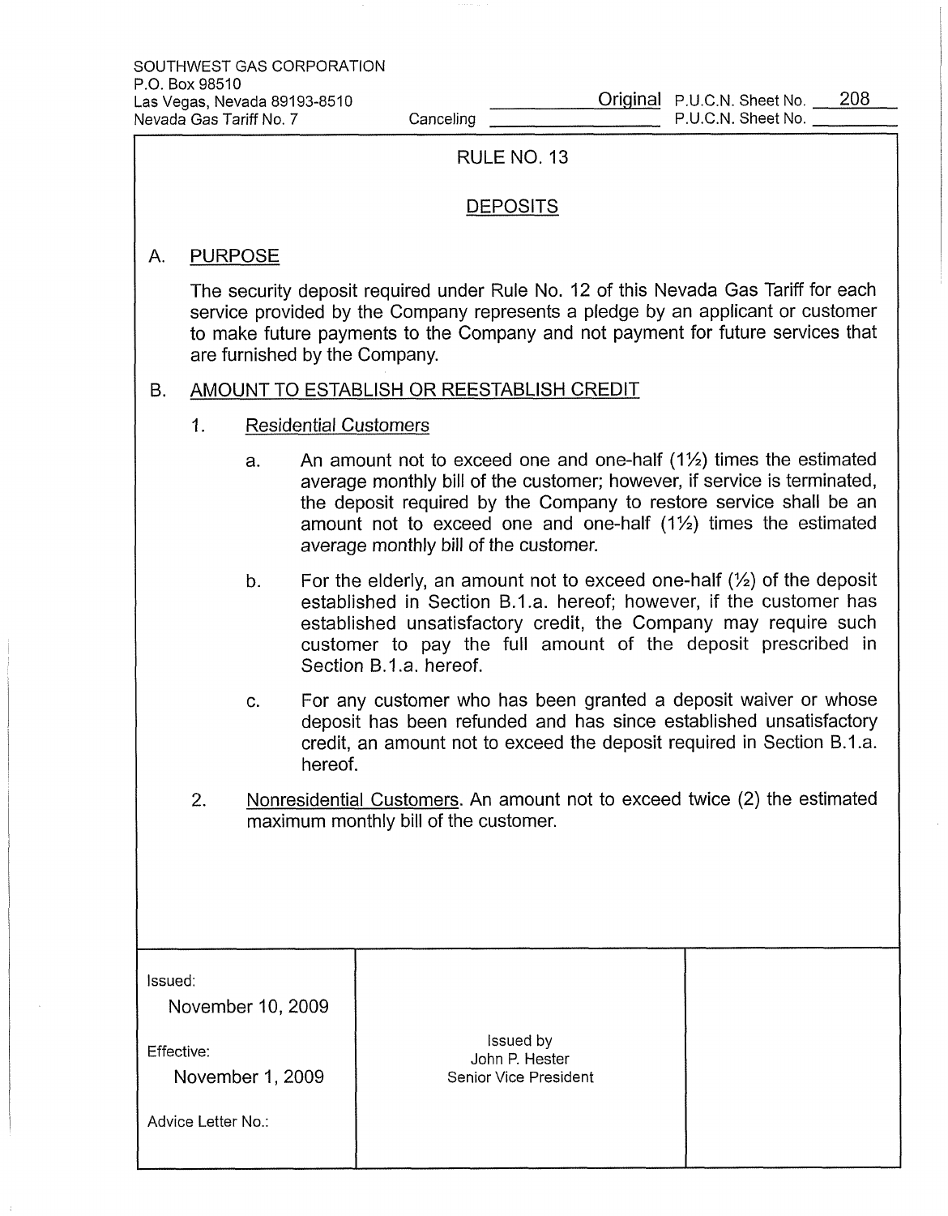SOUTHWEST GAS CORPORATION
P.O. Box 98510
Las Vegas, Nevada 89193-8510
Nevada Gas Tariff No. 7

Original P.U.C.N. Sheet No. 208

Canceling P.U.C.N. Sheet No.

# RULE NO. 13

## DEPOSITS

### A. PURPOSE

The security deposit required under Rule No. 12 of this Nevada Gas Tariff for each service provided by the Company represents a pledge by an applicant or customer to make future payments to the Company and not payment for future services that are furnished by the Company.

### B. AMOUNT TO ESTABLISH OR REESTABLISH CREDIT

1. Residential Customers

   a. An amount not to exceed one and one-half (1½) times the estimated average monthly bill of the customer; however, if service is terminated, the deposit required by the Company to restore service shall be an amount not to exceed one and one-half (1½) times the estimated average monthly bill of the customer.

   b. For the elderly, an amount not to exceed one-half (½) of the deposit established in Section B.1.a. hereof; however, if the customer has established unsatisfactory credit, the Company may require such customer to pay the full amount of the deposit prescribed in Section B.1.a. hereof.

   c. For any customer who has been granted a deposit waiver or whose deposit has been refunded and has since established unsatisfactory credit, an amount not to exceed the deposit required in Section B.1.a. hereof.

2. Nonresidential Customers. An amount not to exceed twice (2) the estimated maximum monthly bill of the customer.

| Issued: November 10, 2009<br>Effective: November 1, 2009<br>Advice Letter No.: | Issued by<br>John P. Hester<br>Senior Vice President | |
|---|---|---|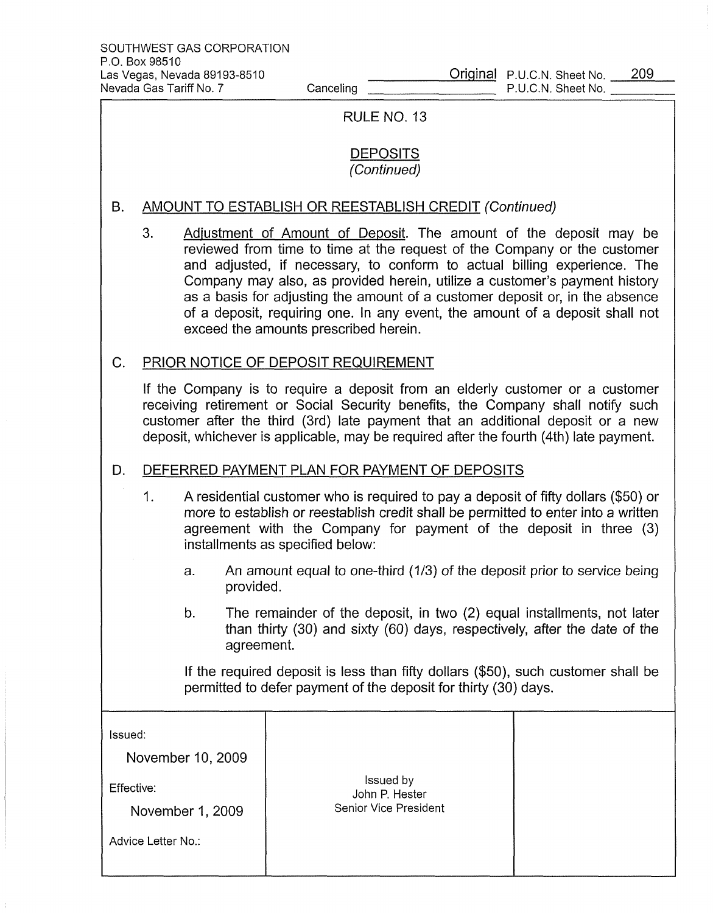SOUTHWEST GAS CORPORATION
P.O. Box 98510
Las Vegas, Nevada 89193-8510
Nevada Gas Tariff No. 7

Original P.U.C.N. Sheet No. 209
Canceling P.U.C.N. Sheet No.

## RULE NO. 13

## DEPOSITS
*(Continued)*

### B. AMOUNT TO ESTABLISH OR REESTABLISH CREDIT *(Continued)*

3. Adjustment of Amount of Deposit. The amount of the deposit may be reviewed from time to time at the request of the Company or the customer and adjusted, if necessary, to conform to actual billing experience. The Company may also, as provided herein, utilize a customer's payment history as a basis for adjusting the amount of a customer deposit or, in the absence of a deposit, requiring one. In any event, the amount of a deposit shall not exceed the amounts prescribed herein.

### C. PRIOR NOTICE OF DEPOSIT REQUIREMENT

If the Company is to require a deposit from an elderly customer or a customer receiving retirement or Social Security benefits, the Company shall notify such customer after the third (3rd) late payment that an additional deposit or a new deposit, whichever is applicable, may be required after the fourth (4th) late payment.

### D. DEFERRED PAYMENT PLAN FOR PAYMENT OF DEPOSITS

1. A residential customer who is required to pay a deposit of fifty dollars ($50) or more to establish or reestablish credit shall be permitted to enter into a written agreement with the Company for payment of the deposit in three (3) installments as specified below:

   a. An amount equal to one-third (1/3) of the deposit prior to service being provided.

   b. The remainder of the deposit, in two (2) equal installments, not later than thirty (30) and sixty (60) days, respectively, after the date of the agreement.

   If the required deposit is less than fifty dollars ($50), such customer shall be permitted to defer payment of the deposit for thirty (30) days.

| Issued: November 10, 2009<br>Effective: November 1, 2009<br>Advice Letter No.: | Issued by<br>John P. Hester<br>Senior Vice President | |
|---|---|---|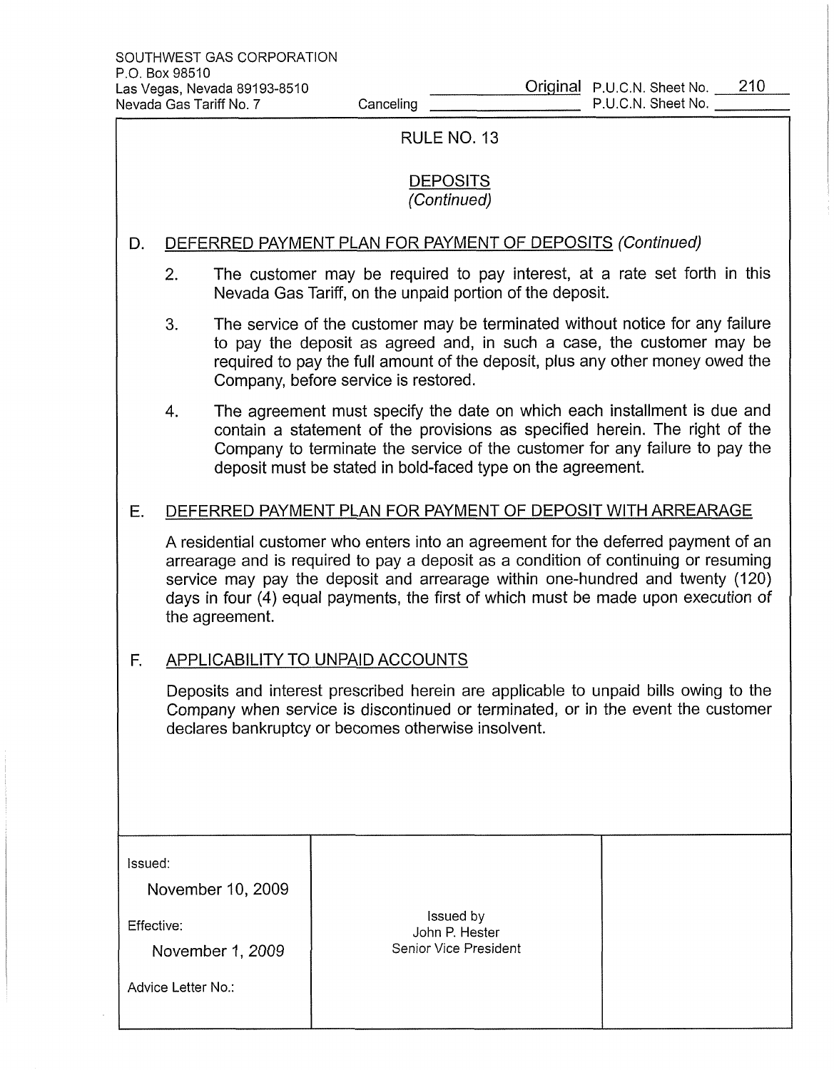SOUTHWEST GAS CORPORATION
P.O. Box 98510
Las Vegas, Nevada 89193-8510
Nevada Gas Tariff No. 7

Original P.U.C.N. Sheet No. 210
Canceling P.U.C.N. Sheet No.

## RULE NO. 13

### DEPOSITS
*(Continued)*

D. DEFERRED PAYMENT PLAN FOR PAYMENT OF DEPOSITS *(Continued)*

2. The customer may be required to pay interest, at a rate set forth in this Nevada Gas Tariff, on the unpaid portion of the deposit.

3. The service of the customer may be terminated without notice for any failure to pay the deposit as agreed and, in such a case, the customer may be required to pay the full amount of the deposit, plus any other money owed the Company, before service is restored.

4. The agreement must specify the date on which each installment is due and contain a statement of the provisions as specified herein. The right of the Company to terminate the service of the customer for any failure to pay the deposit must be stated in bold-faced type on the agreement.

E. DEFERRED PAYMENT PLAN FOR PAYMENT OF DEPOSIT WITH ARREARAGE

A residential customer who enters into an agreement for the deferred payment of an arrearage and is required to pay a deposit as a condition of continuing or resuming service may pay the deposit and arrearage within one-hundred and twenty (120) days in four (4) equal payments, the first of which must be made upon execution of the agreement.

F. APPLICABILITY TO UNPAID ACCOUNTS

Deposits and interest prescribed herein are applicable to unpaid bills owing to the Company when service is discontinued or terminated, or in the event the customer declares bankruptcy or becomes otherwise insolvent.

| Issued: November 10, 2009<br>Effective: November 1, 2009<br>Advice Letter No.: | Issued by<br>John P. Hester<br>Senior Vice President | |
|---|---|---|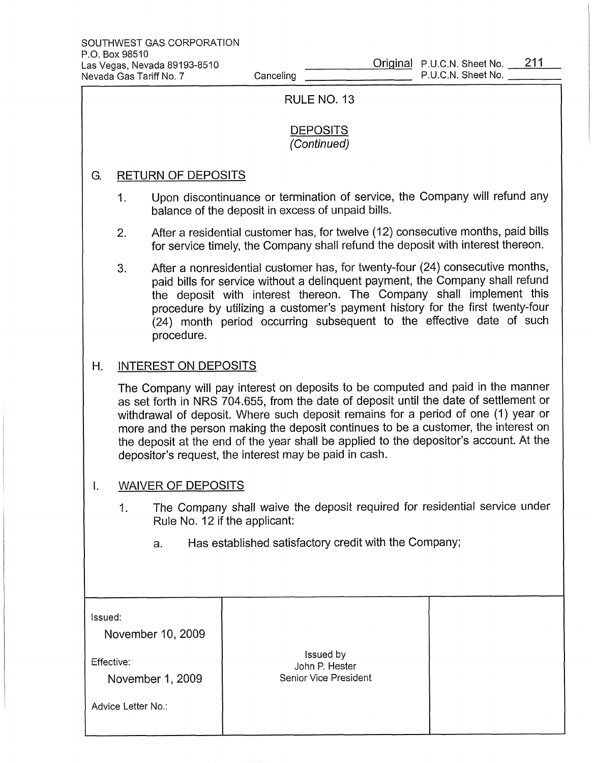SOUTHWEST GAS CORPORATION
P.O. Box 98510
Las Vegas, Nevada 89193-8510
Nevada Gas Tariff No. 7

Original P.U.C.N. Sheet No. 211
Canceling P.U.C.N. Sheet No.

## RULE NO. 13

### DEPOSITS
*(Continued)*

G. RETURN OF DEPOSITS

1. Upon discontinuance or termination of service, the Company will refund any balance of the deposit in excess of unpaid bills.

2. After a residential customer has, for twelve (12) consecutive months, paid bills for service timely, the Company shall refund the deposit with interest thereon.

3. After a nonresidential customer has, for twenty-four (24) consecutive months, paid bills for service without a delinquent payment, the Company shall refund the deposit with interest thereon. The Company shall implement this procedure by utilizing a customer's payment history for the first twenty-four (24) month period occurring subsequent to the effective date of such procedure.

H. INTEREST ON DEPOSITS

The Company will pay interest on deposits to be computed and paid in the manner as set forth in NRS 704.655, from the date of deposit until the date of settlement or withdrawal of deposit. Where such deposit remains for a period of one (1) year or more and the person making the deposit continues to be a customer, the interest on the deposit at the end of the year shall be applied to the depositor's account. At the depositor's request, the interest may be paid in cash.

I. WAIVER OF DEPOSITS

1. The Company shall waive the deposit required for residential service under Rule No. 12 if the applicant:

   a. Has established satisfactory credit with the Company;

| Issued: November 10, 2009 | Issued by John P. Hester Senior Vice President | |
| --- | --- | --- |
| Effective: November 1, 2009 | | |
| Advice Letter No.: | | |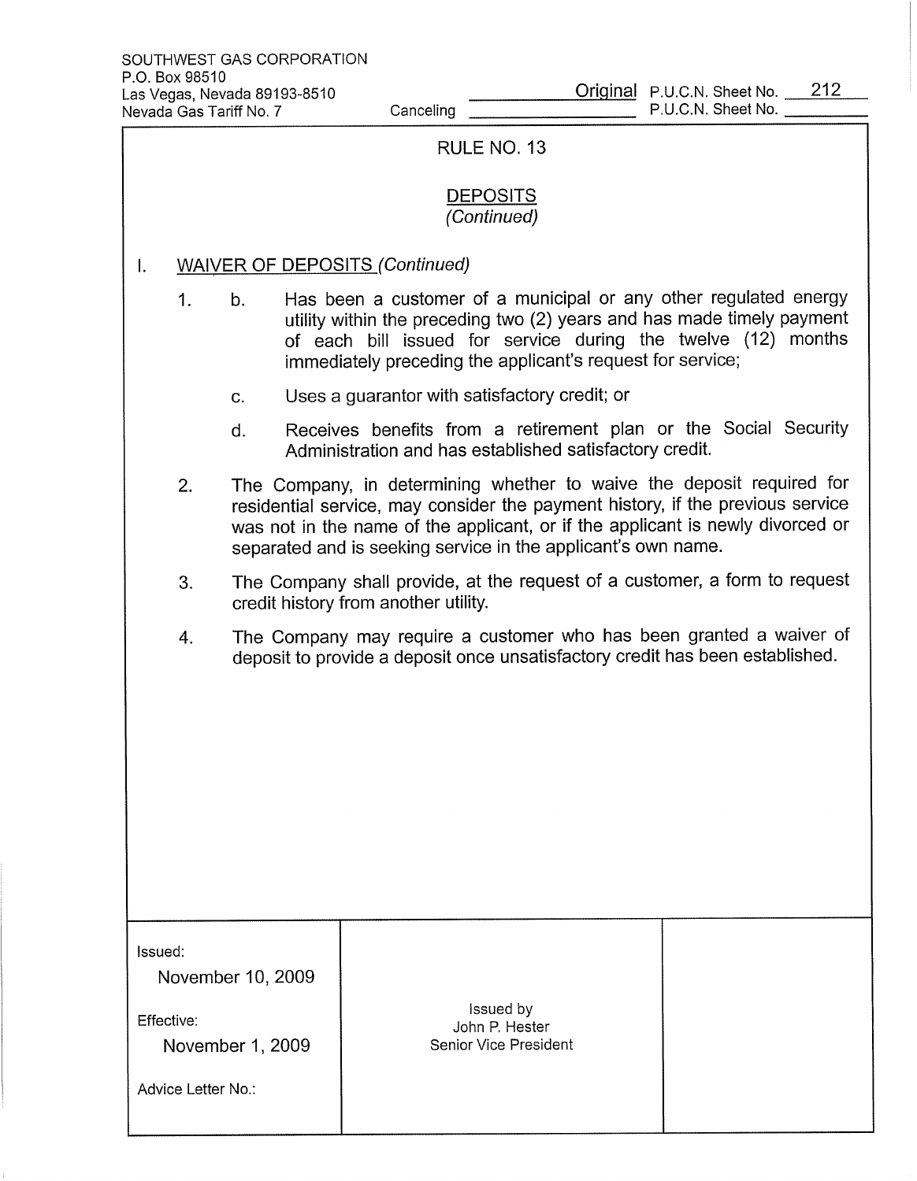SOUTHWEST GAS CORPORATION
P.O. Box 98510
Las Vegas, Nevada 89193-8510
Nevada Gas Tariff No. 7

Original P.U.C.N. Sheet No. 212
Canceling P.U.C.N. Sheet No.

RULE NO. 13

DEPOSITS
*(Continued)*

I. WAIVER OF DEPOSITS *(Continued)*

1. b. Has been a customer of a municipal or any other regulated energy utility within the preceding two (2) years and has made timely payment of each bill issued for service during the twelve (12) months immediately preceding the applicant's request for service;

   c. Uses a guarantor with satisfactory credit; or

   d. Receives benefits from a retirement plan or the Social Security Administration and has established satisfactory credit.

2. The Company, in determining whether to waive the deposit required for residential service, may consider the payment history, if the previous service was not in the name of the applicant, or if the applicant is newly divorced or separated and is seeking service in the applicant's own name.

3. The Company shall provide, at the request of a customer, a form to request credit history from another utility.

4. The Company may require a customer who has been granted a waiver of deposit to provide a deposit once unsatisfactory credit has been established.

| | | |
|---|---|---|
| Issued: November 10, 2009<br><br>Effective: November 1, 2009<br><br>Advice Letter No.: | Issued by<br>John P. Hester<br>Senior Vice President | |